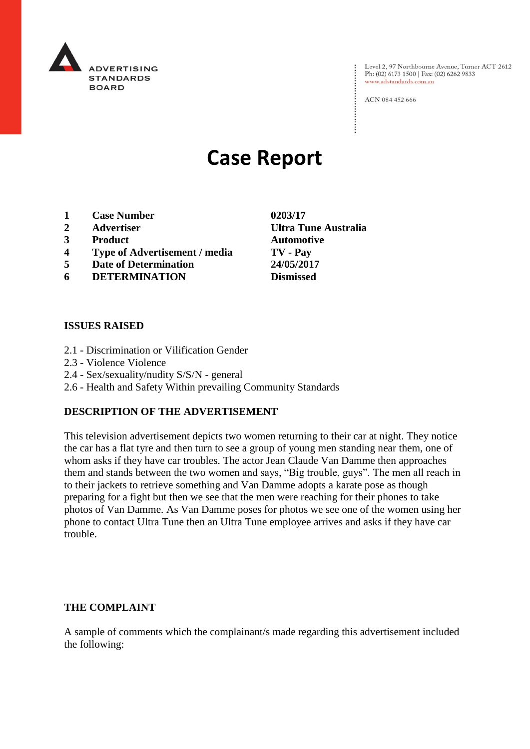ADVERTISING STANDARDS BOARD

Level 2, 97 Northbourne Avenue, Turner ACT 2612
Ph: (02) 6173 1500 | Fax: (02) 6262 9833
www.adstandards.com.au

ACN 084 452 666

# Case Report

| | | |
|---|---|---|
| **1** | **Case Number** | **0203/17** |
| **2** | **Advertiser** | **Ultra Tune Australia** |
| **3** | **Product** | **Automotive** |
| **4** | **Type of Advertisement / media** | **TV - Pay** |
| **5** | **Date of Determination** | **24/05/2017** |
| **6** | **DETERMINATION** | **Dismissed** |

**ISSUES RAISED**

2.1 - Discrimination or Vilification Gender
2.3 - Violence Violence
2.4 - Sex/sexuality/nudity S/S/N - general
2.6 - Health and Safety Within prevailing Community Standards

**DESCRIPTION OF THE ADVERTISEMENT**

This television advertisement depicts two women returning to their car at night. They notice the car has a flat tyre and then turn to see a group of young men standing near them, one of whom asks if they have car troubles. The actor Jean Claude Van Damme then approaches them and stands between the two women and says, "Big trouble, guys". The men all reach in to their jackets to retrieve something and Van Damme adopts a karate pose as though preparing for a fight but then we see that the men were reaching for their phones to take photos of Van Damme. As Van Damme poses for photos we see one of the women using her phone to contact Ultra Tune then an Ultra Tune employee arrives and asks if they have car trouble.

**THE COMPLAINT**

A sample of comments which the complainant/s made regarding this advertisement included the following: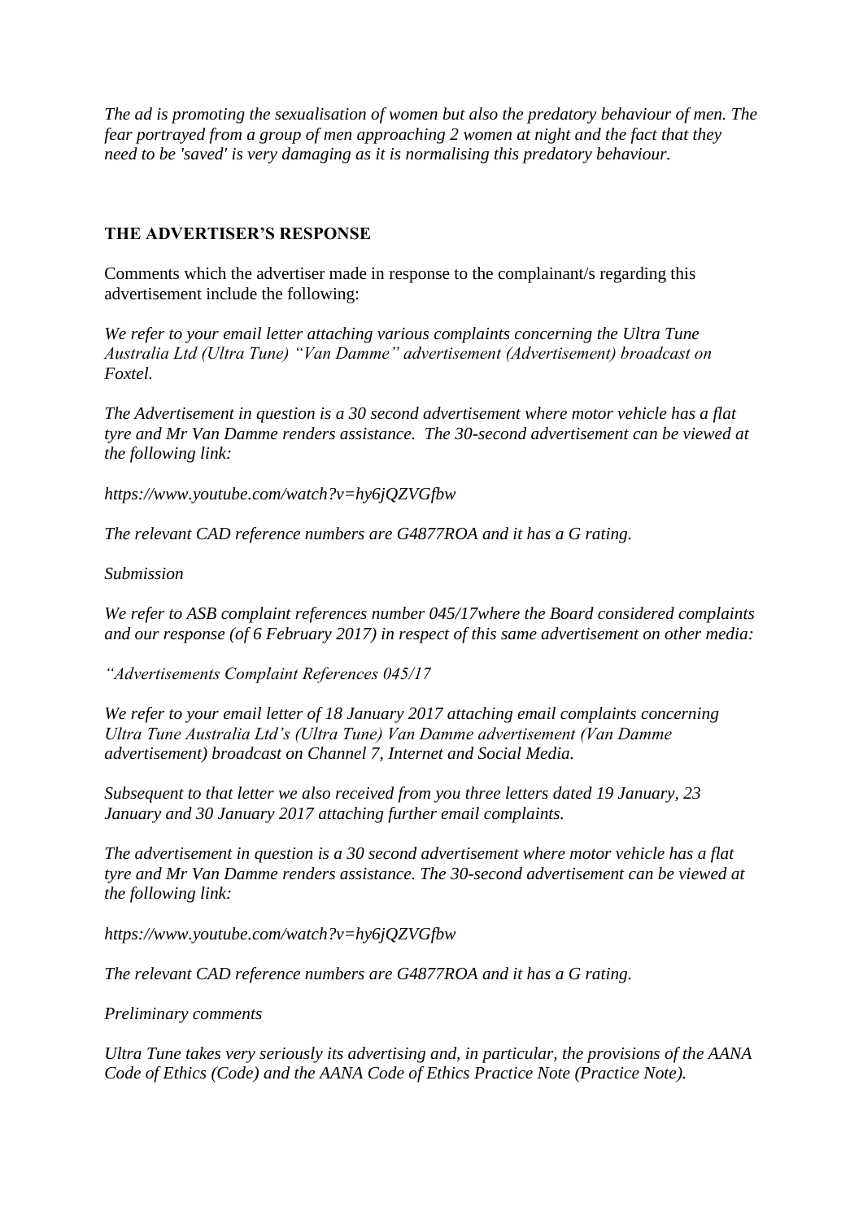*The ad is promoting the sexualisation of women but also the predatory behaviour of men. The fear portrayed from a group of men approaching 2 women at night and the fact that they need to be 'saved' is very damaging as it is normalising this predatory behaviour.*

**THE ADVERTISER'S RESPONSE**

Comments which the advertiser made in response to the complainant/s regarding this advertisement include the following:

*We refer to your email letter attaching various complaints concerning the Ultra Tune Australia Ltd (Ultra Tune) "Van Damme" advertisement (Advertisement) broadcast on Foxtel.*

*The Advertisement in question is a 30 second advertisement where motor vehicle has a flat tyre and Mr Van Damme renders assistance. The 30-second advertisement can be viewed at the following link:*

*https://www.youtube.com/watch?v=hy6jQZVGfbw*

*The relevant CAD reference numbers are G4877ROA and it has a G rating.*

*Submission*

*We refer to ASB complaint references number 045/17where the Board considered complaints and our response (of 6 February 2017) in respect of this same advertisement on other media:*

*"Advertisements Complaint References 045/17*

*We refer to your email letter of 18 January 2017 attaching email complaints concerning Ultra Tune Australia Ltd's (Ultra Tune) Van Damme advertisement (Van Damme advertisement) broadcast on Channel 7, Internet and Social Media.*

*Subsequent to that letter we also received from you three letters dated 19 January, 23 January and 30 January 2017 attaching further email complaints.*

*The advertisement in question is a 30 second advertisement where motor vehicle has a flat tyre and Mr Van Damme renders assistance. The 30-second advertisement can be viewed at the following link:*

*https://www.youtube.com/watch?v=hy6jQZVGfbw*

*The relevant CAD reference numbers are G4877ROA and it has a G rating.*

*Preliminary comments*

*Ultra Tune takes very seriously its advertising and, in particular, the provisions of the AANA Code of Ethics (Code) and the AANA Code of Ethics Practice Note (Practice Note).*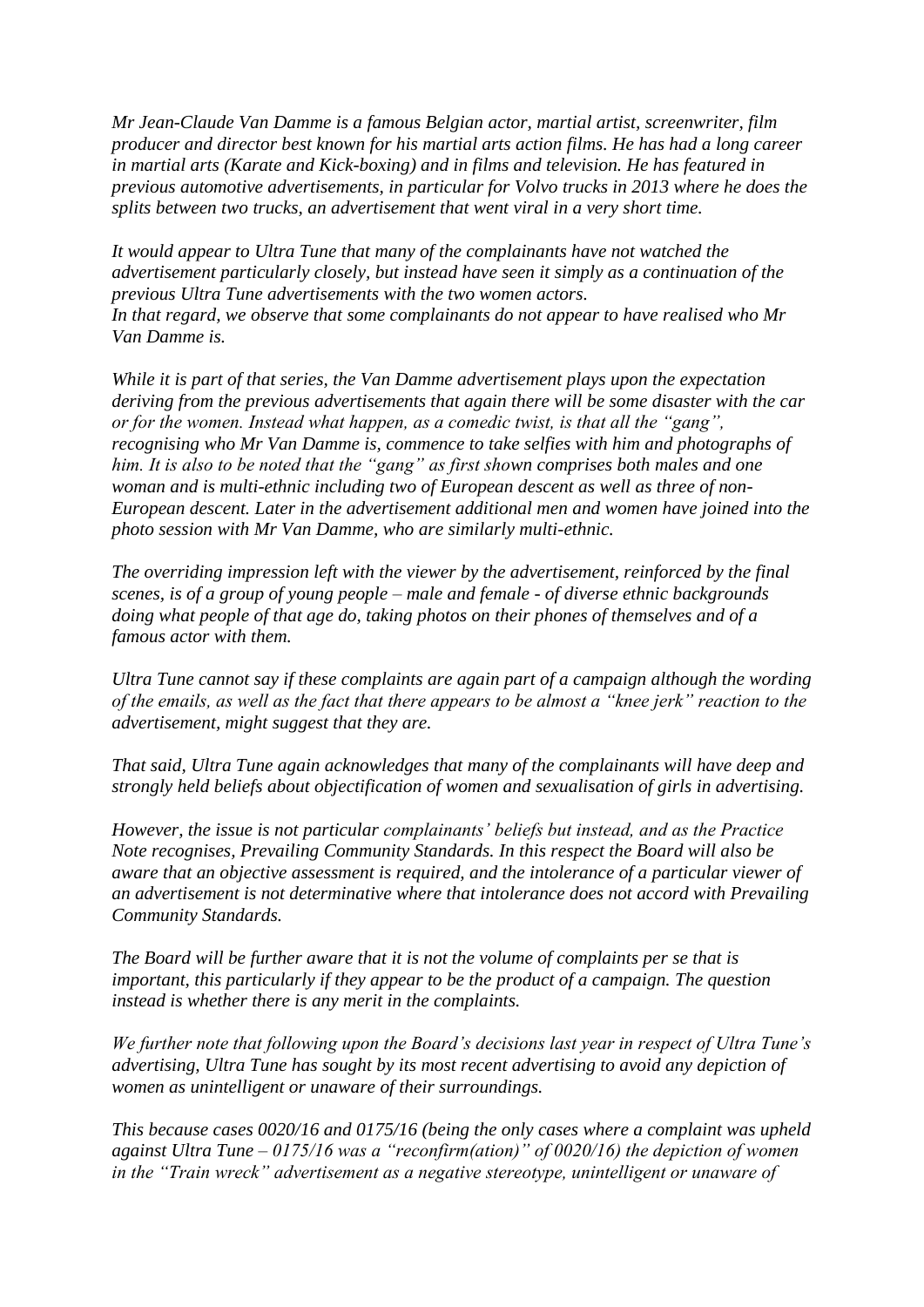*Mr Jean-Claude Van Damme is a famous Belgian actor, martial artist, screenwriter, film producer and director best known for his martial arts action films. He has had a long career in martial arts (Karate and Kick-boxing) and in films and television. He has featured in previous automotive advertisements, in particular for Volvo trucks in 2013 where he does the splits between two trucks, an advertisement that went viral in a very short time.*

*It would appear to Ultra Tune that many of the complainants have not watched the advertisement particularly closely, but instead have seen it simply as a continuation of the previous Ultra Tune advertisements with the two women actors.*
*In that regard, we observe that some complainants do not appear to have realised who Mr Van Damme is.*

*While it is part of that series, the Van Damme advertisement plays upon the expectation deriving from the previous advertisements that again there will be some disaster with the car or for the women. Instead what happen, as a comedic twist, is that all the "gang", recognising who Mr Van Damme is, commence to take selfies with him and photographs of him. It is also to be noted that the "gang" as first shown comprises both males and one woman and is multi-ethnic including two of European descent as well as three of non-European descent. Later in the advertisement additional men and women have joined into the photo session with Mr Van Damme, who are similarly multi-ethnic.*

*The overriding impression left with the viewer by the advertisement, reinforced by the final scenes, is of a group of young people – male and female - of diverse ethnic backgrounds doing what people of that age do, taking photos on their phones of themselves and of a famous actor with them.*

*Ultra Tune cannot say if these complaints are again part of a campaign although the wording of the emails, as well as the fact that there appears to be almost a "knee jerk" reaction to the advertisement, might suggest that they are.*

*That said, Ultra Tune again acknowledges that many of the complainants will have deep and strongly held beliefs about objectification of women and sexualisation of girls in advertising.*

*However, the issue is not particular complainants' beliefs but instead, and as the Practice Note recognises, Prevailing Community Standards. In this respect the Board will also be aware that an objective assessment is required, and the intolerance of a particular viewer of an advertisement is not determinative where that intolerance does not accord with Prevailing Community Standards.*

*The Board will be further aware that it is not the volume of complaints per se that is important, this particularly if they appear to be the product of a campaign. The question instead is whether there is any merit in the complaints.*

*We further note that following upon the Board's decisions last year in respect of Ultra Tune's advertising, Ultra Tune has sought by its most recent advertising to avoid any depiction of women as unintelligent or unaware of their surroundings.*

*This because cases 0020/16 and 0175/16 (being the only cases where a complaint was upheld against Ultra Tune – 0175/16 was a "reconfirm(ation)" of 0020/16) the depiction of women in the "Train wreck" advertisement as a negative stereotype, unintelligent or unaware of*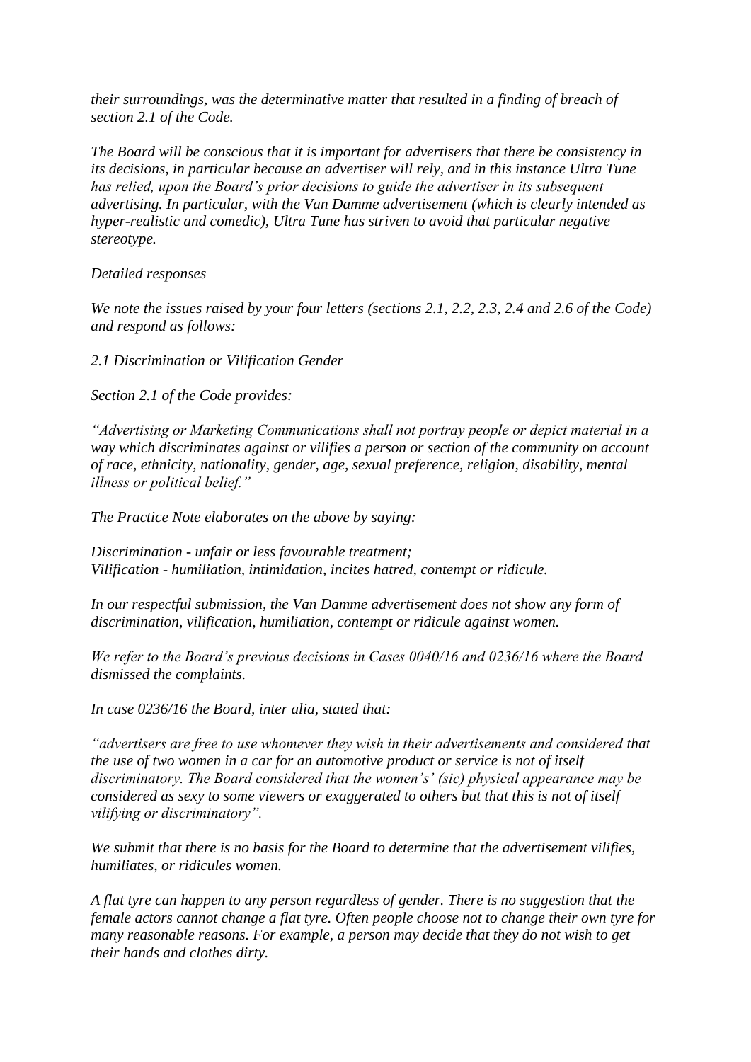*their surroundings, was the determinative matter that resulted in a finding of breach of section 2.1 of the Code.*

*The Board will be conscious that it is important for advertisers that there be consistency in its decisions, in particular because an advertiser will rely, and in this instance Ultra Tune has relied, upon the Board's prior decisions to guide the advertiser in its subsequent advertising. In particular, with the Van Damme advertisement (which is clearly intended as hyper-realistic and comedic), Ultra Tune has striven to avoid that particular negative stereotype.*

*Detailed responses*

*We note the issues raised by your four letters (sections 2.1, 2.2, 2.3, 2.4 and 2.6 of the Code) and respond as follows:*

*2.1 Discrimination or Vilification Gender*

*Section 2.1 of the Code provides:*

*"Advertising or Marketing Communications shall not portray people or depict material in a way which discriminates against or vilifies a person or section of the community on account of race, ethnicity, nationality, gender, age, sexual preference, religion, disability, mental illness or political belief."*

*The Practice Note elaborates on the above by saying:*

*Discrimination - unfair or less favourable treatment;*
*Vilification - humiliation, intimidation, incites hatred, contempt or ridicule.*

*In our respectful submission, the Van Damme advertisement does not show any form of discrimination, vilification, humiliation, contempt or ridicule against women.*

*We refer to the Board's previous decisions in Cases 0040/16 and 0236/16 where the Board dismissed the complaints.*

*In case 0236/16 the Board, inter alia, stated that:*

*"advertisers are free to use whomever they wish in their advertisements and considered that the use of two women in a car for an automotive product or service is not of itself discriminatory. The Board considered that the women's' (sic) physical appearance may be considered as sexy to some viewers or exaggerated to others but that this is not of itself vilifying or discriminatory".*

*We submit that there is no basis for the Board to determine that the advertisement vilifies, humiliates, or ridicules women.*

*A flat tyre can happen to any person regardless of gender. There is no suggestion that the female actors cannot change a flat tyre. Often people choose not to change their own tyre for many reasonable reasons. For example, a person may decide that they do not wish to get their hands and clothes dirty.*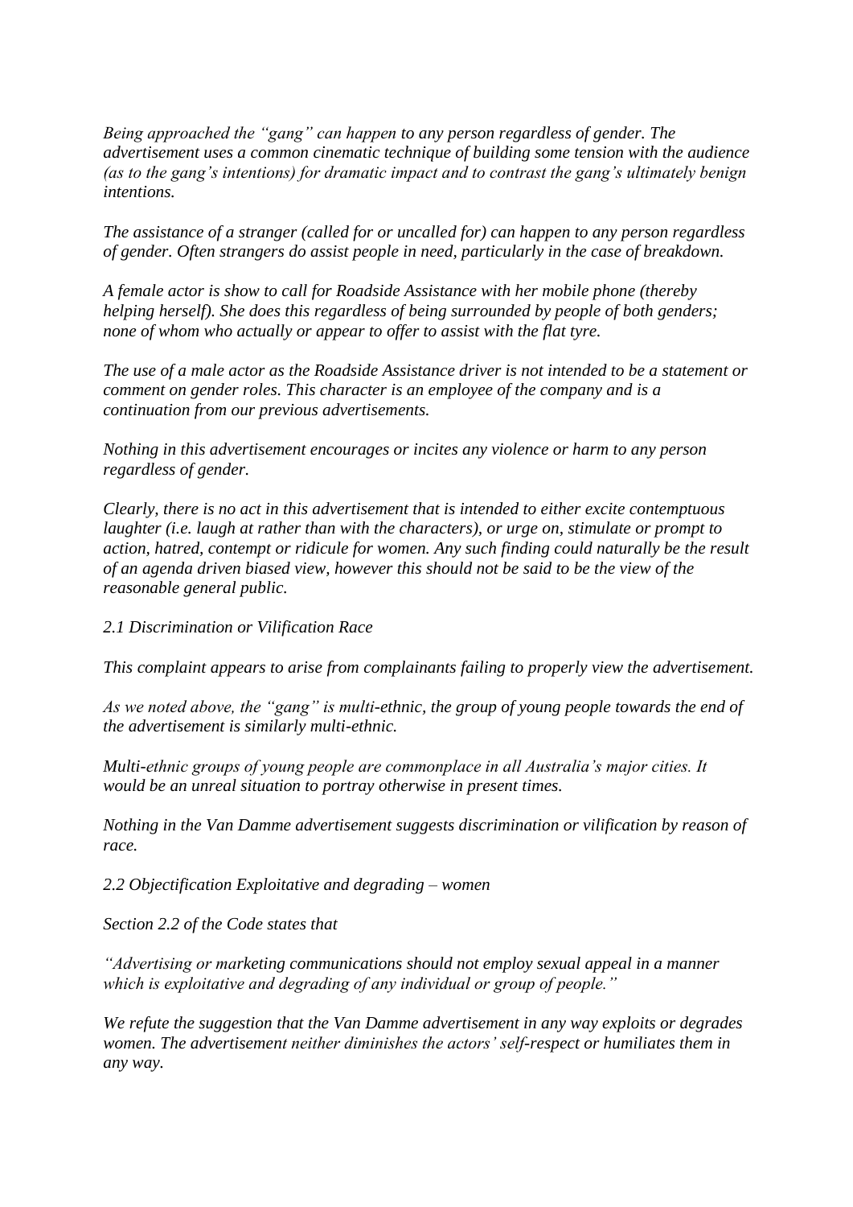*Being approached the "gang" can happen to any person regardless of gender. The advertisement uses a common cinematic technique of building some tension with the audience (as to the gang's intentions) for dramatic impact and to contrast the gang's ultimately benign intentions.*

*The assistance of a stranger (called for or uncalled for) can happen to any person regardless of gender. Often strangers do assist people in need, particularly in the case of breakdown.*

*A female actor is show to call for Roadside Assistance with her mobile phone (thereby helping herself). She does this regardless of being surrounded by people of both genders; none of whom who actually or appear to offer to assist with the flat tyre.*

*The use of a male actor as the Roadside Assistance driver is not intended to be a statement or comment on gender roles. This character is an employee of the company and is a continuation from our previous advertisements.*

*Nothing in this advertisement encourages or incites any violence or harm to any person regardless of gender.*

*Clearly, there is no act in this advertisement that is intended to either excite contemptuous laughter (i.e. laugh at rather than with the characters), or urge on, stimulate or prompt to action, hatred, contempt or ridicule for women. Any such finding could naturally be the result of an agenda driven biased view, however this should not be said to be the view of the reasonable general public.*

*2.1 Discrimination or Vilification Race*

*This complaint appears to arise from complainants failing to properly view the advertisement.*

*As we noted above, the "gang" is multi-ethnic, the group of young people towards the end of the advertisement is similarly multi-ethnic.*

*Multi-ethnic groups of young people are commonplace in all Australia's major cities. It would be an unreal situation to portray otherwise in present times.*

*Nothing in the Van Damme advertisement suggests discrimination or vilification by reason of race.*

*2.2 Objectification Exploitative and degrading – women*

*Section 2.2 of the Code states that*

*"Advertising or marketing communications should not employ sexual appeal in a manner which is exploitative and degrading of any individual or group of people."*

*We refute the suggestion that the Van Damme advertisement in any way exploits or degrades women. The advertisement neither diminishes the actors' self-respect or humiliates them in any way.*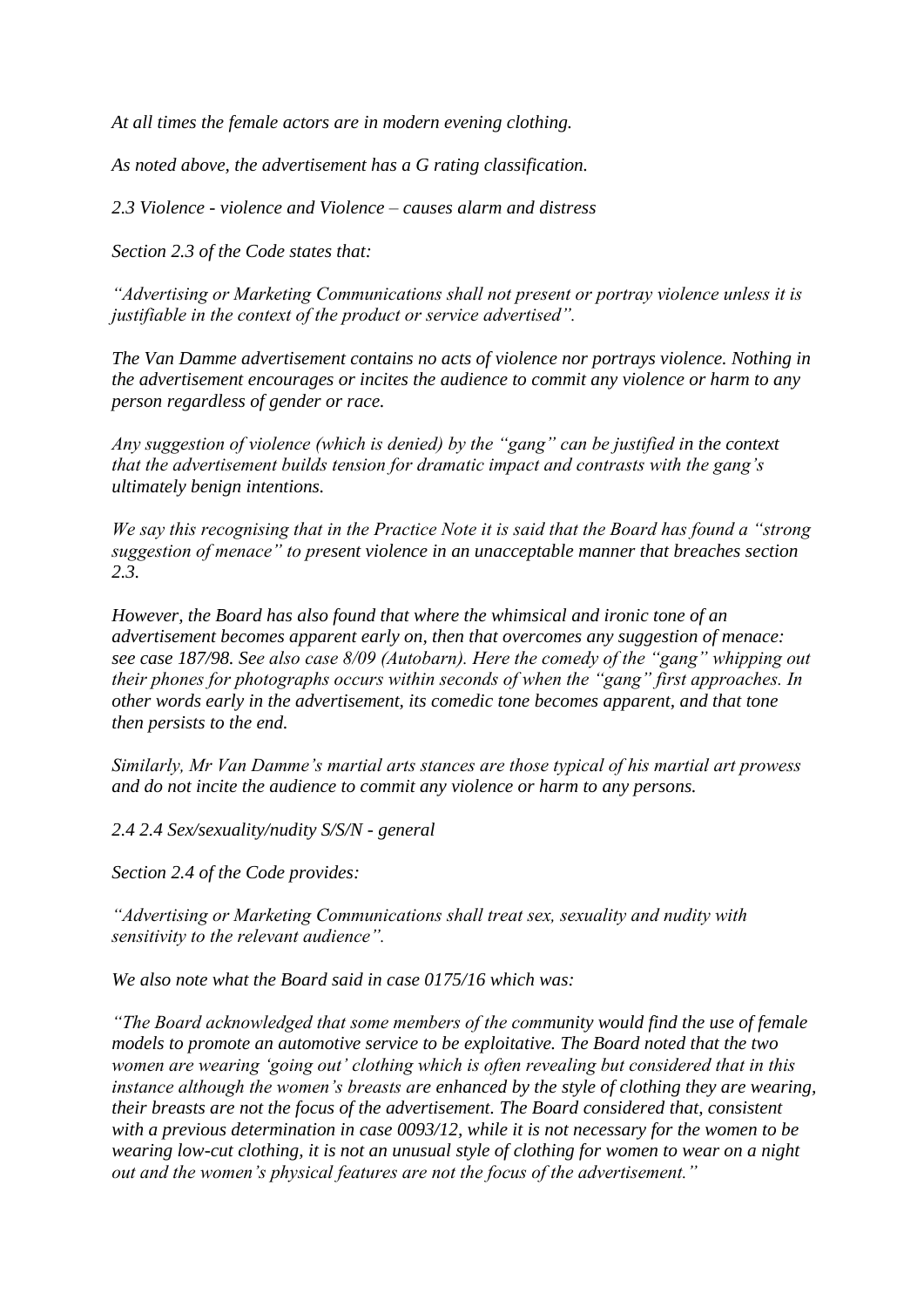*At all times the female actors are in modern evening clothing.*

*As noted above, the advertisement has a G rating classification.*

*2.3 Violence - violence and Violence – causes alarm and distress*

*Section 2.3 of the Code states that:*

*"Advertising or Marketing Communications shall not present or portray violence unless it is justifiable in the context of the product or service advertised".*

*The Van Damme advertisement contains no acts of violence nor portrays violence. Nothing in the advertisement encourages or incites the audience to commit any violence or harm to any person regardless of gender or race.*

*Any suggestion of violence (which is denied) by the "gang" can be justified in the context that the advertisement builds tension for dramatic impact and contrasts with the gang's ultimately benign intentions.*

*We say this recognising that in the Practice Note it is said that the Board has found a "strong suggestion of menace" to present violence in an unacceptable manner that breaches section 2.3.*

*However, the Board has also found that where the whimsical and ironic tone of an advertisement becomes apparent early on, then that overcomes any suggestion of menace: see case 187/98. See also case 8/09 (Autobarn). Here the comedy of the "gang" whipping out their phones for photographs occurs within seconds of when the "gang" first approaches. In other words early in the advertisement, its comedic tone becomes apparent, and that tone then persists to the end.*

*Similarly, Mr Van Damme's martial arts stances are those typical of his martial art prowess and do not incite the audience to commit any violence or harm to any persons.*

*2.4 2.4 Sex/sexuality/nudity S/S/N - general*

*Section 2.4 of the Code provides:*

*"Advertising or Marketing Communications shall treat sex, sexuality and nudity with sensitivity to the relevant audience".*

*We also note what the Board said in case 0175/16 which was:*

*"The Board acknowledged that some members of the community would find the use of female models to promote an automotive service to be exploitative. The Board noted that the two women are wearing 'going out' clothing which is often revealing but considered that in this instance although the women's breasts are enhanced by the style of clothing they are wearing, their breasts are not the focus of the advertisement. The Board considered that, consistent with a previous determination in case 0093/12, while it is not necessary for the women to be wearing low-cut clothing, it is not an unusual style of clothing for women to wear on a night out and the women's physical features are not the focus of the advertisement."*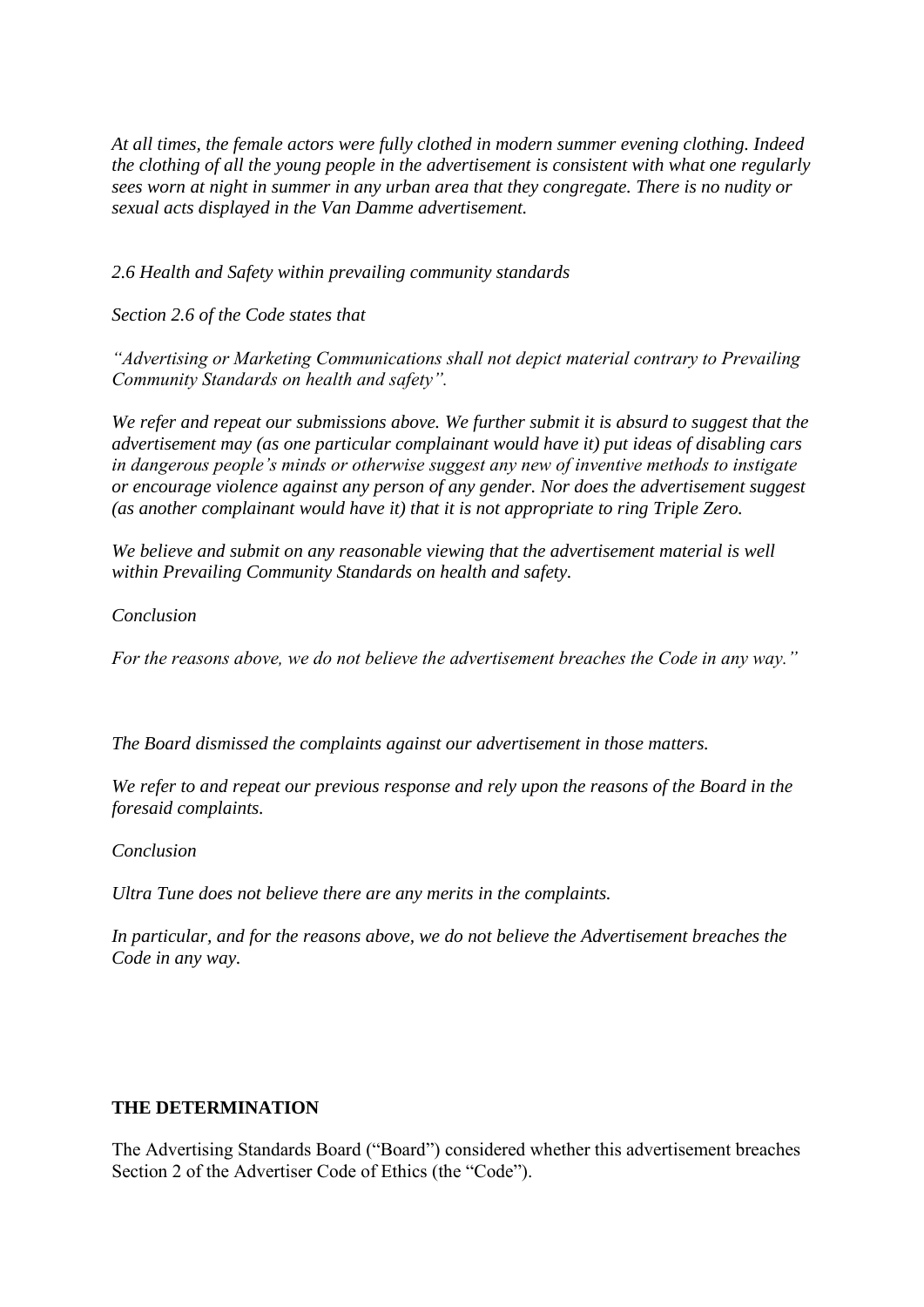*At all times, the female actors were fully clothed in modern summer evening clothing. Indeed the clothing of all the young people in the advertisement is consistent with what one regularly sees worn at night in summer in any urban area that they congregate. There is no nudity or sexual acts displayed in the Van Damme advertisement.*

*2.6 Health and Safety within prevailing community standards*

*Section 2.6 of the Code states that*

*"Advertising or Marketing Communications shall not depict material contrary to Prevailing Community Standards on health and safety".*

*We refer and repeat our submissions above. We further submit it is absurd to suggest that the advertisement may (as one particular complainant would have it) put ideas of disabling cars in dangerous people's minds or otherwise suggest any new of inventive methods to instigate or encourage violence against any person of any gender. Nor does the advertisement suggest (as another complainant would have it) that it is not appropriate to ring Triple Zero.*

*We believe and submit on any reasonable viewing that the advertisement material is well within Prevailing Community Standards on health and safety.*

*Conclusion*

*For the reasons above, we do not believe the advertisement breaches the Code in any way."*

*The Board dismissed the complaints against our advertisement in those matters.*

*We refer to and repeat our previous response and rely upon the reasons of the Board in the foresaid complaints.*

*Conclusion*

*Ultra Tune does not believe there are any merits in the complaints.*

*In particular, and for the reasons above, we do not believe the Advertisement breaches the Code in any way.*

**THE DETERMINATION**

The Advertising Standards Board ("Board") considered whether this advertisement breaches Section 2 of the Advertiser Code of Ethics (the "Code").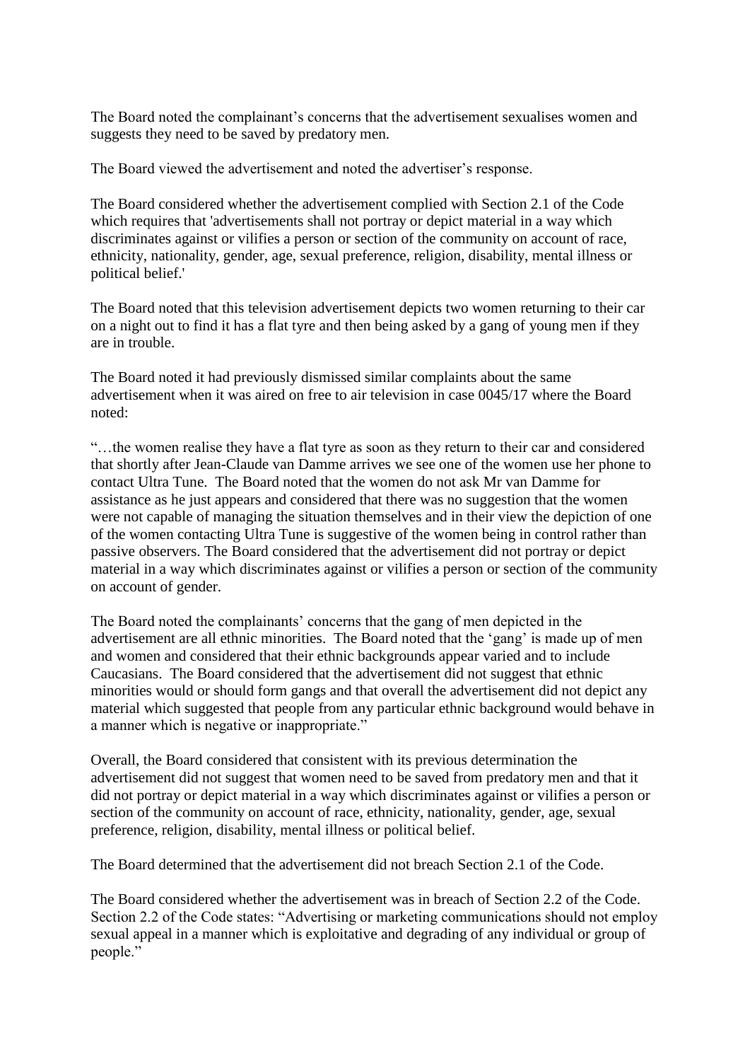The Board noted the complainant's concerns that the advertisement sexualises women and suggests they need to be saved by predatory men.

The Board viewed the advertisement and noted the advertiser's response.

The Board considered whether the advertisement complied with Section 2.1 of the Code which requires that 'advertisements shall not portray or depict material in a way which discriminates against or vilifies a person or section of the community on account of race, ethnicity, nationality, gender, age, sexual preference, religion, disability, mental illness or political belief.'

The Board noted that this television advertisement depicts two women returning to their car on a night out to find it has a flat tyre and then being asked by a gang of young men if they are in trouble.

The Board noted it had previously dismissed similar complaints about the same advertisement when it was aired on free to air television in case 0045/17 where the Board noted:

"…the women realise they have a flat tyre as soon as they return to their car and considered that shortly after Jean-Claude van Damme arrives we see one of the women use her phone to contact Ultra Tune. The Board noted that the women do not ask Mr van Damme for assistance as he just appears and considered that there was no suggestion that the women were not capable of managing the situation themselves and in their view the depiction of one of the women contacting Ultra Tune is suggestive of the women being in control rather than passive observers. The Board considered that the advertisement did not portray or depict material in a way which discriminates against or vilifies a person or section of the community on account of gender.

The Board noted the complainants' concerns that the gang of men depicted in the advertisement are all ethnic minorities. The Board noted that the 'gang' is made up of men and women and considered that their ethnic backgrounds appear varied and to include Caucasians. The Board considered that the advertisement did not suggest that ethnic minorities would or should form gangs and that overall the advertisement did not depict any material which suggested that people from any particular ethnic background would behave in a manner which is negative or inappropriate."

Overall, the Board considered that consistent with its previous determination the advertisement did not suggest that women need to be saved from predatory men and that it did not portray or depict material in a way which discriminates against or vilifies a person or section of the community on account of race, ethnicity, nationality, gender, age, sexual preference, religion, disability, mental illness or political belief.

The Board determined that the advertisement did not breach Section 2.1 of the Code.

The Board considered whether the advertisement was in breach of Section 2.2 of the Code. Section 2.2 of the Code states: "Advertising or marketing communications should not employ sexual appeal in a manner which is exploitative and degrading of any individual or group of people."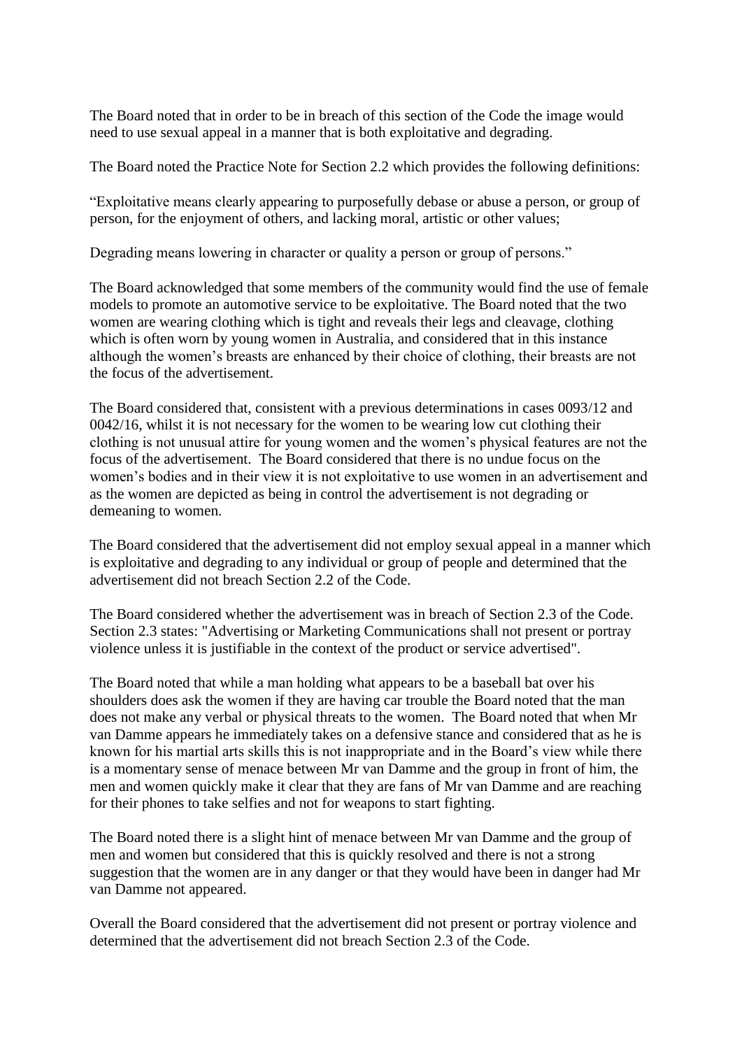The Board noted that in order to be in breach of this section of the Code the image would need to use sexual appeal in a manner that is both exploitative and degrading.

The Board noted the Practice Note for Section 2.2 which provides the following definitions:

"Exploitative means clearly appearing to purposefully debase or abuse a person, or group of person, for the enjoyment of others, and lacking moral, artistic or other values;

Degrading means lowering in character or quality a person or group of persons."

The Board acknowledged that some members of the community would find the use of female models to promote an automotive service to be exploitative. The Board noted that the two women are wearing clothing which is tight and reveals their legs and cleavage, clothing which is often worn by young women in Australia, and considered that in this instance although the women's breasts are enhanced by their choice of clothing, their breasts are not the focus of the advertisement.

The Board considered that, consistent with a previous determinations in cases 0093/12 and 0042/16, whilst it is not necessary for the women to be wearing low cut clothing their clothing is not unusual attire for young women and the women's physical features are not the focus of the advertisement. The Board considered that there is no undue focus on the women's bodies and in their view it is not exploitative to use women in an advertisement and as the women are depicted as being in control the advertisement is not degrading or demeaning to women.

The Board considered that the advertisement did not employ sexual appeal in a manner which is exploitative and degrading to any individual or group of people and determined that the advertisement did not breach Section 2.2 of the Code.

The Board considered whether the advertisement was in breach of Section 2.3 of the Code. Section 2.3 states: "Advertising or Marketing Communications shall not present or portray violence unless it is justifiable in the context of the product or service advertised".

The Board noted that while a man holding what appears to be a baseball bat over his shoulders does ask the women if they are having car trouble the Board noted that the man does not make any verbal or physical threats to the women. The Board noted that when Mr van Damme appears he immediately takes on a defensive stance and considered that as he is known for his martial arts skills this is not inappropriate and in the Board's view while there is a momentary sense of menace between Mr van Damme and the group in front of him, the men and women quickly make it clear that they are fans of Mr van Damme and are reaching for their phones to take selfies and not for weapons to start fighting.

The Board noted there is a slight hint of menace between Mr van Damme and the group of men and women but considered that this is quickly resolved and there is not a strong suggestion that the women are in any danger or that they would have been in danger had Mr van Damme not appeared.

Overall the Board considered that the advertisement did not present or portray violence and determined that the advertisement did not breach Section 2.3 of the Code.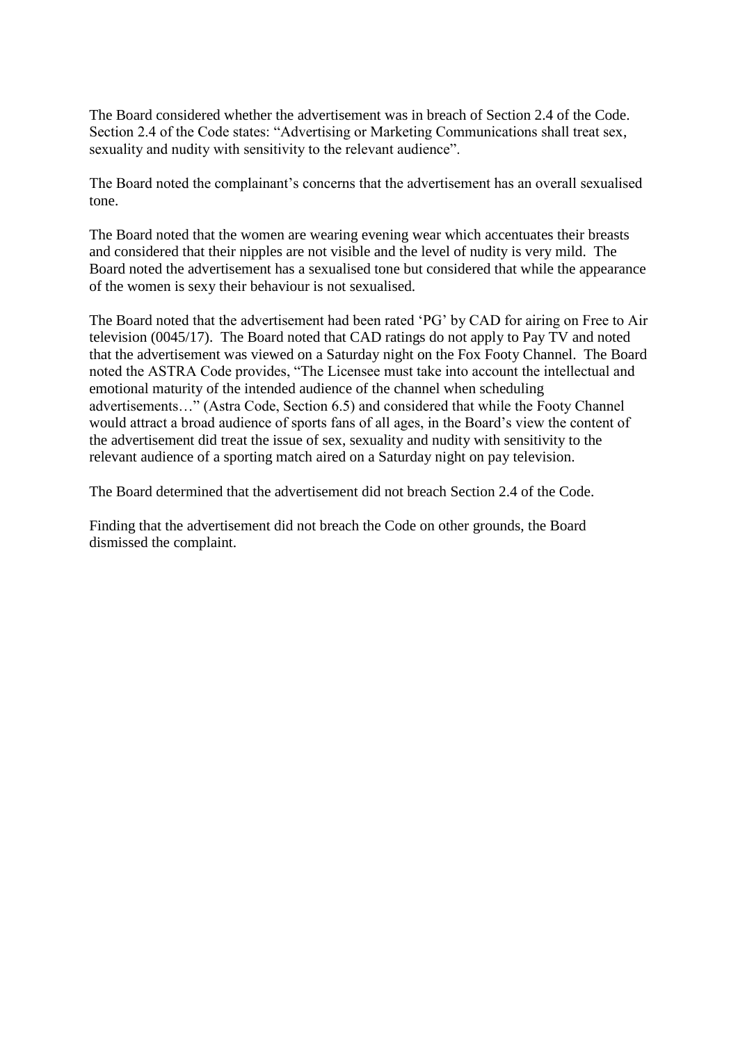The Board considered whether the advertisement was in breach of Section 2.4 of the Code. Section 2.4 of the Code states: "Advertising or Marketing Communications shall treat sex, sexuality and nudity with sensitivity to the relevant audience".

The Board noted the complainant's concerns that the advertisement has an overall sexualised tone.

The Board noted that the women are wearing evening wear which accentuates their breasts and considered that their nipples are not visible and the level of nudity is very mild. The Board noted the advertisement has a sexualised tone but considered that while the appearance of the women is sexy their behaviour is not sexualised.

The Board noted that the advertisement had been rated 'PG' by CAD for airing on Free to Air television (0045/17). The Board noted that CAD ratings do not apply to Pay TV and noted that the advertisement was viewed on a Saturday night on the Fox Footy Channel. The Board noted the ASTRA Code provides, "The Licensee must take into account the intellectual and emotional maturity of the intended audience of the channel when scheduling advertisements…" (Astra Code, Section 6.5) and considered that while the Footy Channel would attract a broad audience of sports fans of all ages, in the Board's view the content of the advertisement did treat the issue of sex, sexuality and nudity with sensitivity to the relevant audience of a sporting match aired on a Saturday night on pay television.

The Board determined that the advertisement did not breach Section 2.4 of the Code.

Finding that the advertisement did not breach the Code on other grounds, the Board dismissed the complaint.